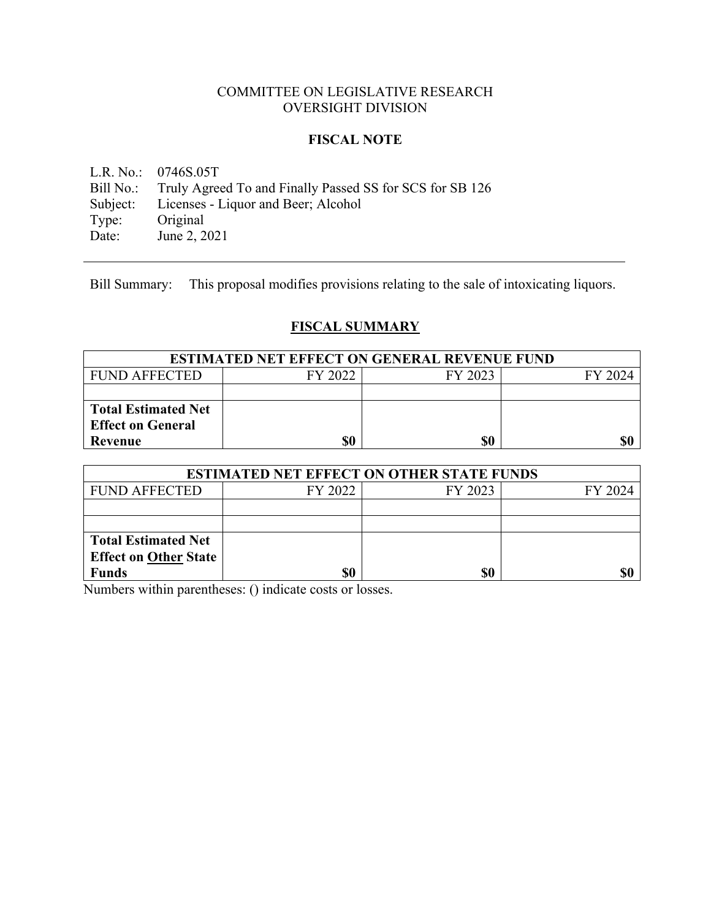COMMITTEE ON LEGISLATIVE RESEARCH
OVERSIGHT DIVISION

**FISCAL NOTE**

L.R. No.: 0746S.05T
Bill No.: Truly Agreed To and Finally Passed SS for SCS for SB 126
Subject: Licenses - Liquor and Beer; Alcohol
Type: Original
Date: June 2, 2021

---

Bill Summary: This proposal modifies provisions relating to the sale of intoxicating liquors.

## FISCAL SUMMARY

| ESTIMATED NET EFFECT ON GENERAL REVENUE FUND | | | |
|---|---|---|---|
| FUND AFFECTED | FY 2022 | FY 2023 | FY 2024 |
| | | | |
| **Total Estimated Net Effect on General Revenue** | **$0** | **$0** | **$0** |

| ESTIMATED NET EFFECT ON OTHER STATE FUNDS | | | |
|---|---|---|---|
| FUND AFFECTED | FY 2022 | FY 2023 | FY 2024 |
| | | | |
| | | | |
| **Total Estimated Net Effect on Other State Funds** | **$0** | **$0** | **$0** |

Numbers within parentheses: () indicate costs or losses.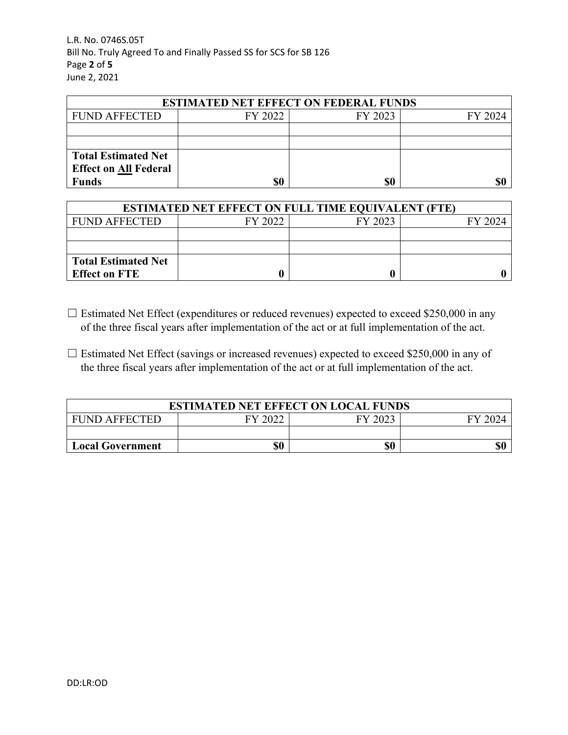| ESTIMATED NET EFFECT ON FEDERAL FUNDS | | | |
|---|---|---|---|
| FUND AFFECTED | FY 2022 | FY 2023 | FY 2024 |
| | | | |
| | | | |
| **Total Estimated Net Effect on All Federal Funds** | **$0** | **$0** | **$0** |

| ESTIMATED NET EFFECT ON FULL TIME EQUIVALENT (FTE) | | | |
|---|---|---|---|
| FUND AFFECTED | FY 2022 | FY 2023 | FY 2024 |
| | | | |
| | | | |
| **Total Estimated Net Effect on FTE** | **0** | **0** | **0** |

☐ Estimated Net Effect (expenditures or reduced revenues) expected to exceed $250,000 in any of the three fiscal years after implementation of the act or at full implementation of the act.

☐ Estimated Net Effect (savings or increased revenues) expected to exceed $250,000 in any of the three fiscal years after implementation of the act or at full implementation of the act.

| ESTIMATED NET EFFECT ON LOCAL FUNDS | | | |
|---|---|---|---|
| FUND AFFECTED | FY 2022 | FY 2023 | FY 2024 |
| | | | |
| **Local Government** | **$0** | **$0** | **$0** |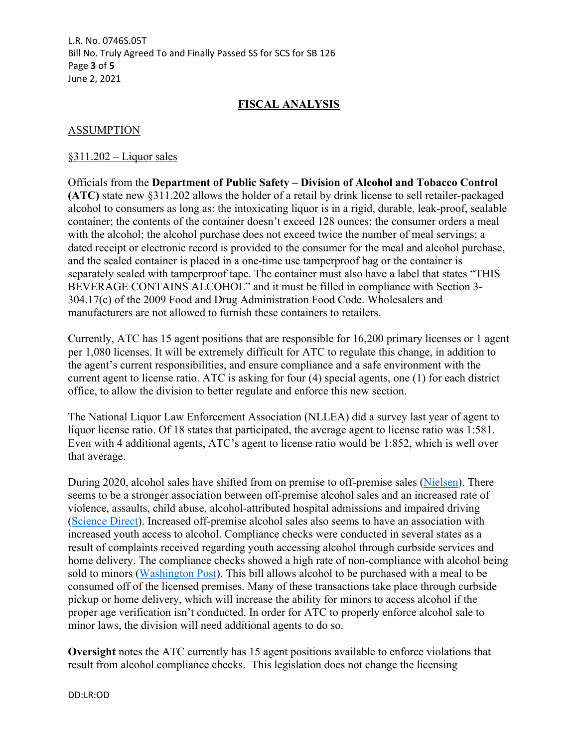## FISCAL ANALYSIS

### ASSUMPTION

§311.202 – Liquor sales

Officials from the **Department of Public Safety – Division of Alcohol and Tobacco Control (ATC)** state new §311.202 allows the holder of a retail by drink license to sell retailer-packaged alcohol to consumers as long as: the intoxicating liquor is in a rigid, durable, leak-proof, sealable container; the contents of the container doesn't exceed 128 ounces; the consumer orders a meal with the alcohol; the alcohol purchase does not exceed twice the number of meal servings; a dated receipt or electronic record is provided to the consumer for the meal and alcohol purchase, and the sealed container is placed in a one-time use tamperproof bag or the container is separately sealed with tamperproof tape. The container must also have a label that states "THIS BEVERAGE CONTAINS ALCOHOL" and it must be filled in compliance with Section 3-304.17(c) of the 2009 Food and Drug Administration Food Code. Wholesalers and manufacturers are not allowed to furnish these containers to retailers.

Currently, ATC has 15 agent positions that are responsible for 16,200 primary licenses or 1 agent per 1,080 licenses. It will be extremely difficult for ATC to regulate this change, in addition to the agent's current responsibilities, and ensure compliance and a safe environment with the current agent to license ratio. ATC is asking for four (4) special agents, one (1) for each district office, to allow the division to better regulate and enforce this new section.

The National Liquor Law Enforcement Association (NLLEA) did a survey last year of agent to liquor license ratio. Of 18 states that participated, the average agent to license ratio was 1:581. Even with 4 additional agents, ATC's agent to license ratio would be 1:852, which is well over that average.

During 2020, alcohol sales have shifted from on premise to off-premise sales (Nielsen). There seems to be a stronger association between off-premise alcohol sales and an increased rate of violence, assaults, child abuse, alcohol-attributed hospital admissions and impaired driving (Science Direct). Increased off-premise alcohol sales also seems to have an association with increased youth access to alcohol. Compliance checks were conducted in several states as a result of complaints received regarding youth accessing alcohol through curbside services and home delivery. The compliance checks showed a high rate of non-compliance with alcohol being sold to minors (Washington Post). This bill allows alcohol to be purchased with a meal to be consumed off of the licensed premises. Many of these transactions take place through curbside pickup or home delivery, which will increase the ability for minors to access alcohol if the proper age verification isn't conducted. In order for ATC to properly enforce alcohol sale to minor laws, the division will need additional agents to do so.

**Oversight** notes the ATC currently has 15 agent positions available to enforce violations that result from alcohol compliance checks. This legislation does not change the licensing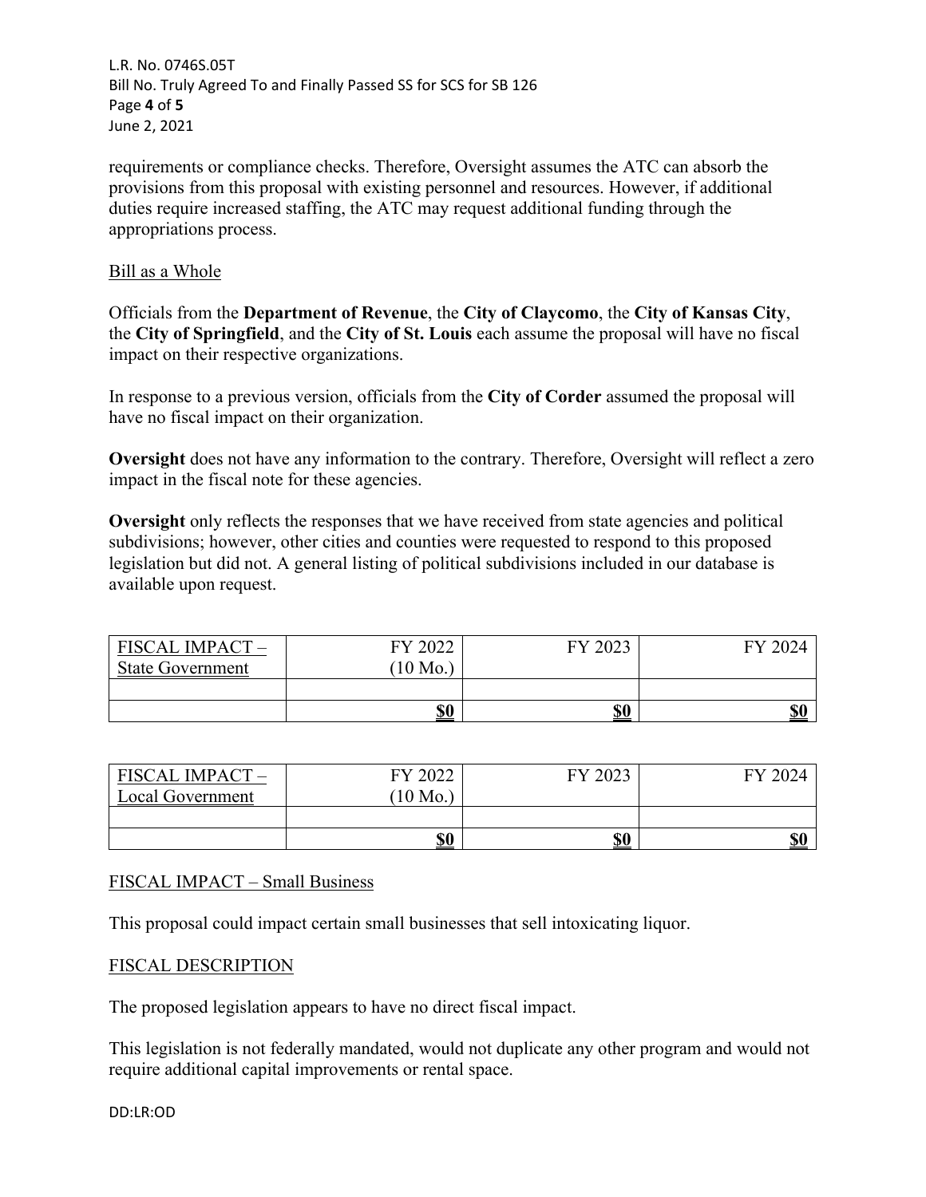requirements or compliance checks. Therefore, Oversight assumes the ATC can absorb the provisions from this proposal with existing personnel and resources. However, if additional duties require increased staffing, the ATC may request additional funding through the appropriations process.

Bill as a Whole

Officials from the **Department of Revenue**, the **City of Claycomo**, the **City of Kansas City**, the **City of Springfield**, and the **City of St. Louis** each assume the proposal will have no fiscal impact on their respective organizations.

In response to a previous version, officials from the **City of Corder** assumed the proposal will have no fiscal impact on their organization.

**Oversight** does not have any information to the contrary. Therefore, Oversight will reflect a zero impact in the fiscal note for these agencies.

**Oversight** only reflects the responses that we have received from state agencies and political subdivisions; however, other cities and counties were requested to respond to this proposed legislation but did not. A general listing of political subdivisions included in our database is available upon request.

| FISCAL IMPACT – State Government | FY 2022 (10 Mo.) | FY 2023 | FY 2024 |
|---|---|---|---|
| | | | |
| | **$0** | **$0** | **$0** |

| FISCAL IMPACT – Local Government | FY 2022 (10 Mo.) | FY 2023 | FY 2024 |
|---|---|---|---|
| | | | |
| | **$0** | **$0** | **$0** |

FISCAL IMPACT – Small Business

This proposal could impact certain small businesses that sell intoxicating liquor.

FISCAL DESCRIPTION

The proposed legislation appears to have no direct fiscal impact.

This legislation is not federally mandated, would not duplicate any other program and would not require additional capital improvements or rental space.

DD:LR:OD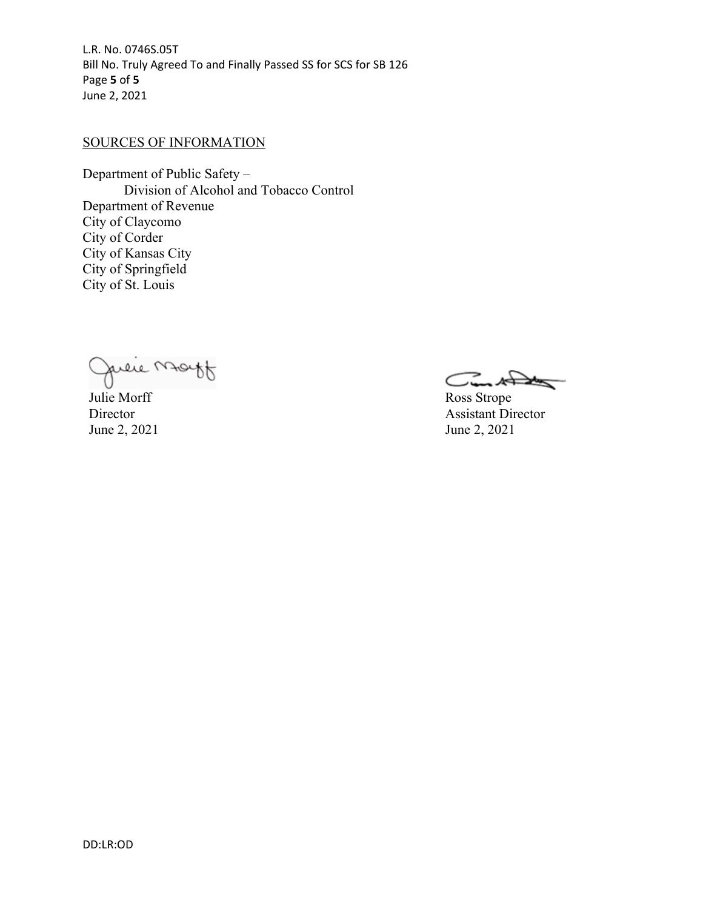## SOURCES OF INFORMATION

Department of Public Safety –
 Division of Alcohol and Tobacco Control
Department of Revenue
City of Claycomo
City of Corder
City of Kansas City
City of Springfield
City of St. Louis

Julie Morff
Director
June 2, 2021

Ross Strope
Assistant Director
June 2, 2021

DD:LR:OD